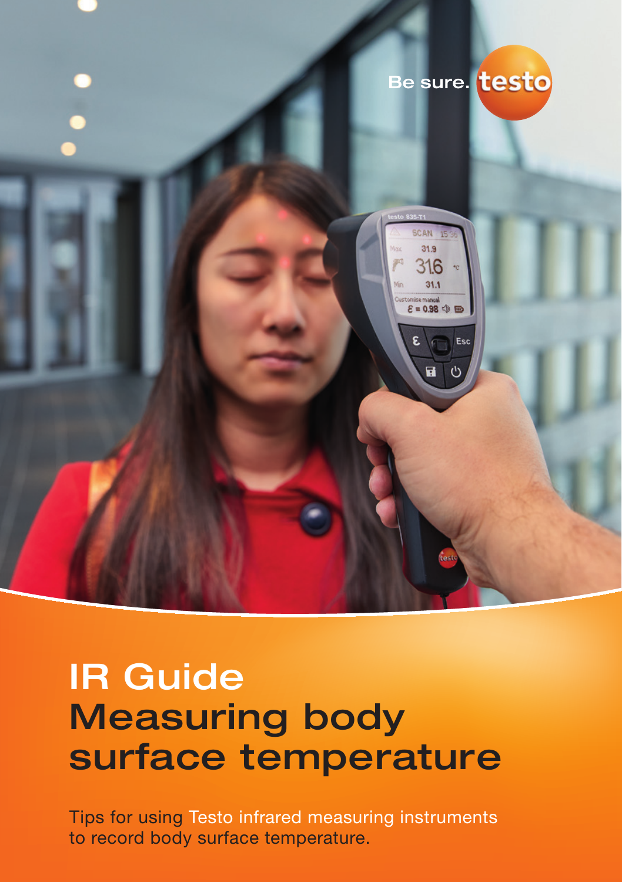# IR Guide
# Measuring body surface temperature

Tips for using Testo infrared measuring instruments to record body surface temperature.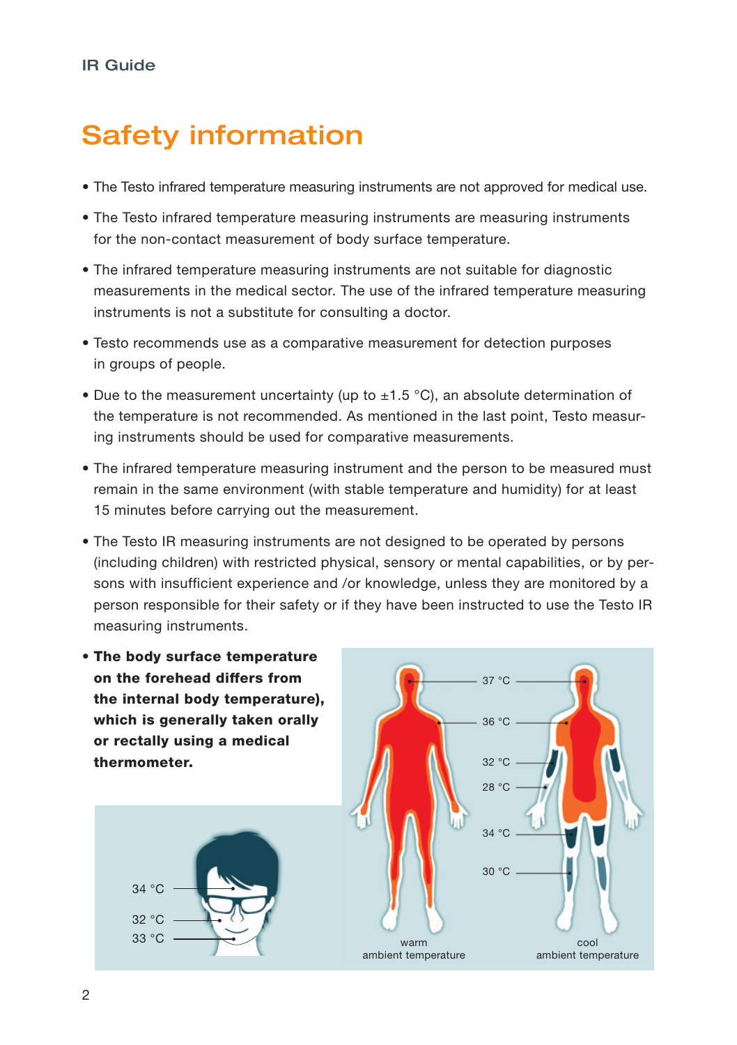# Safety information

- The Testo infrared temperature measuring instruments are not approved for medical use.
- The Testo infrared temperature measuring instruments are measuring instruments for the non-contact measurement of body surface temperature.
- The infrared temperature measuring instruments are not suitable for diagnostic measurements in the medical sector. The use of the infrared temperature measuring instruments is not a substitute for consulting a doctor.
- Testo recommends use as a comparative measurement for detection purposes in groups of people.
- Due to the measurement uncertainty (up to ±1.5 °C), an absolute determination of the temperature is not recommended. As mentioned in the last point, Testo measuring instruments should be used for comparative measurements.
- The infrared temperature measuring instrument and the person to be measured must remain in the same environment (with stable temperature and humidity) for at least 15 minutes before carrying out the measurement.
- The Testo IR measuring instruments are not designed to be operated by persons (including children) with restricted physical, sensory or mental capabilities, or by persons with insufficient experience and /or knowledge, unless they are monitored by a person responsible for their safety or if they have been instructed to use the Testo IR measuring instruments.
- **The body surface temperature on the forehead differs from the internal body temperature), which is generally taken orally or rectally using a medical thermometer.**

34 °C
32 °C
33 °C

37 °C
36 °C
32 °C
28 °C
34 °C
30 °C

warm ambient temperature

cool ambient temperature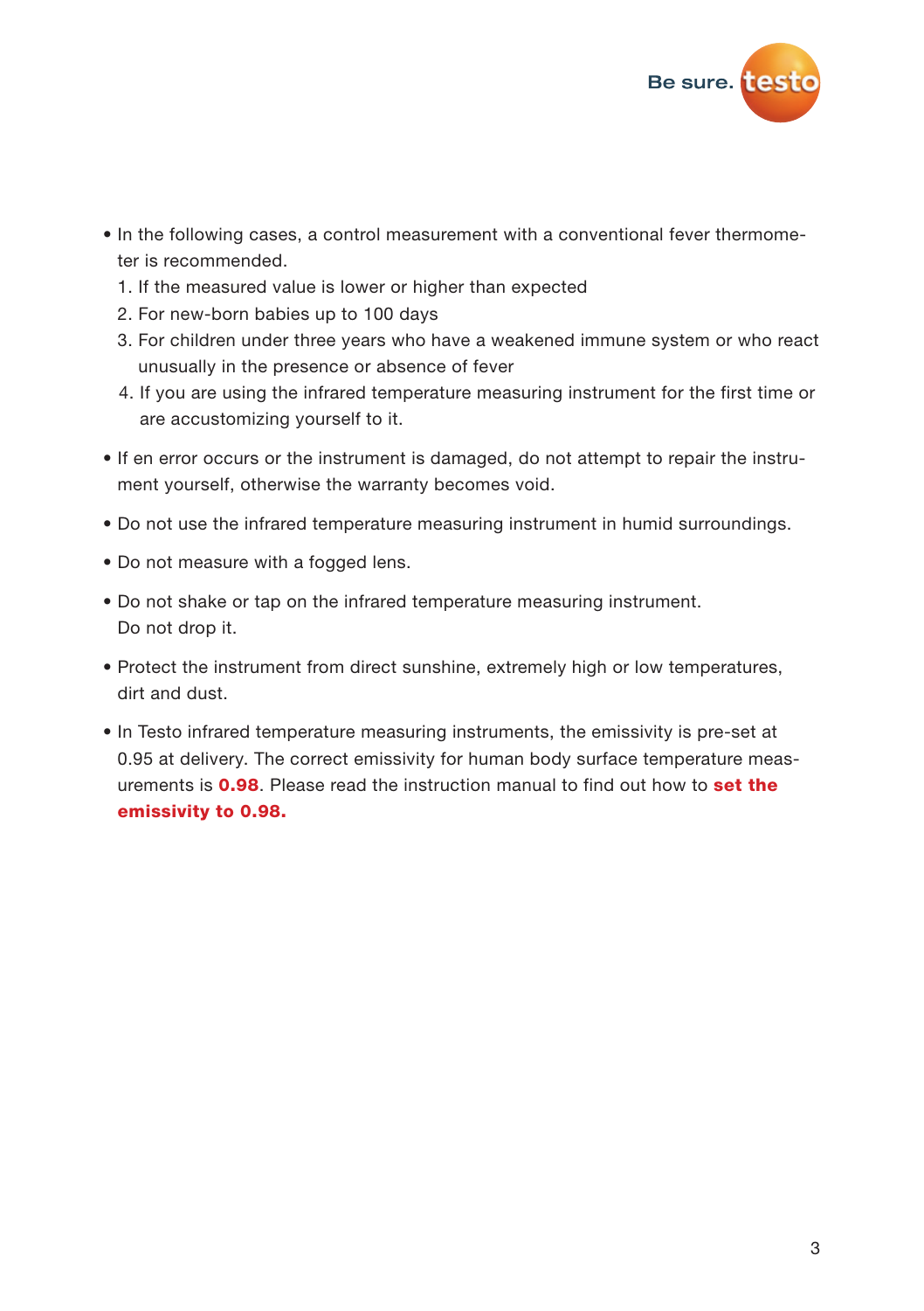- In the following cases, a control measurement with a conventional fever thermometer is recommended.
  1. If the measured value is lower or higher than expected
  2. For new-born babies up to 100 days
  3. For children under three years who have a weakened immune system or who react unusually in the presence or absence of fever
  4. If you are using the infrared temperature measuring instrument for the first time or are accustomizing yourself to it.
- If en error occurs or the instrument is damaged, do not attempt to repair the instrument yourself, otherwise the warranty becomes void.
- Do not use the infrared temperature measuring instrument in humid surroundings.
- Do not measure with a fogged lens.
- Do not shake or tap on the infrared temperature measuring instrument.
  Do not drop it.
- Protect the instrument from direct sunshine, extremely high or low temperatures, dirt and dust.
- In Testo infrared temperature measuring instruments, the emissivity is pre-set at 0.95 at delivery. The correct emissivity for human body surface temperature measurements is **0.98**. Please read the instruction manual to find out how to **set the emissivity to 0.98.**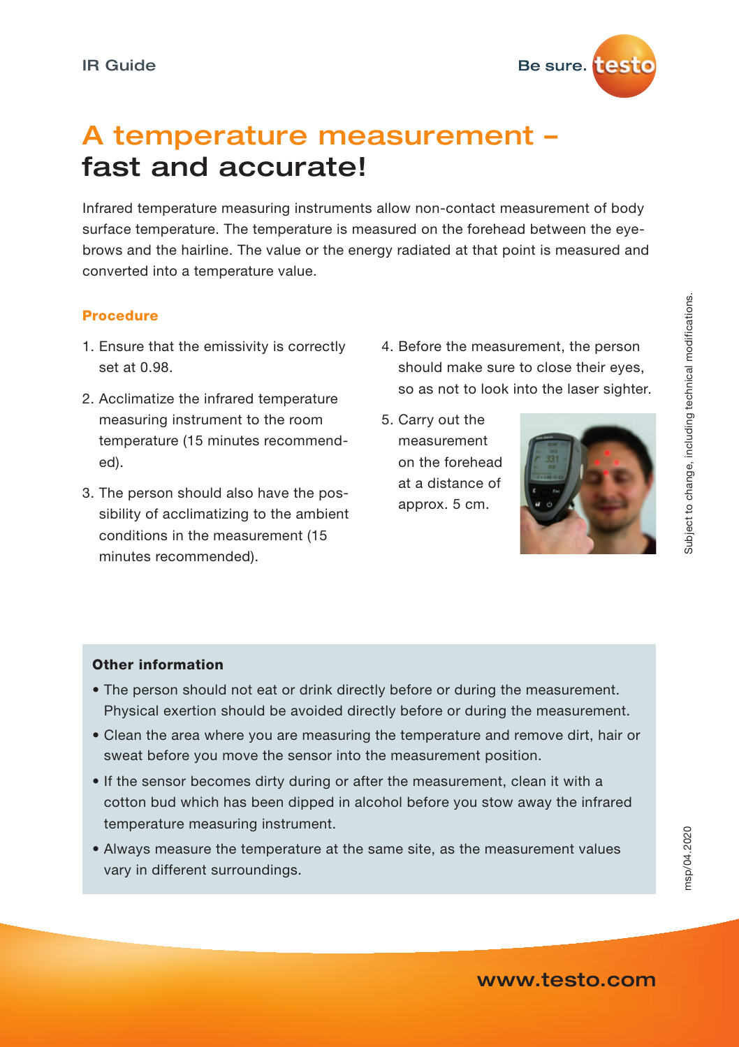IR Guide

Be sure. testo

# A temperature measurement – fast and accurate!

Infrared temperature measuring instruments allow non-contact measurement of body surface temperature. The temperature is measured on the forehead between the eyebrows and the hairline. The value or the energy radiated at that point is measured and converted into a temperature value.

### Procedure

1. Ensure that the emissivity is correctly set at 0.98.
2. Acclimatize the infrared temperature measuring instrument to the room temperature (15 minutes recommended).
3. The person should also have the possibility of acclimatizing to the ambient conditions in the measurement (15 minutes recommended).
4. Before the measurement, the person should make sure to close their eyes, so as not to look into the laser sighter.
5. Carry out the measurement on the forehead at a distance of approx. 5 cm.

### Other information

- The person should not eat or drink directly before or during the measurement. Physical exertion should be avoided directly before or during the measurement.
- Clean the area where you are measuring the temperature and remove dirt, hair or sweat before you move the sensor into the measurement position.
- If the sensor becomes dirty during or after the measurement, clean it with a cotton bud which has been dipped in alcohol before you stow away the infrared temperature measuring instrument.
- Always measure the temperature at the same site, as the measurement values vary in different surroundings.

Subject to change, including technical modifications.

msp/04.2020

www.testo.com